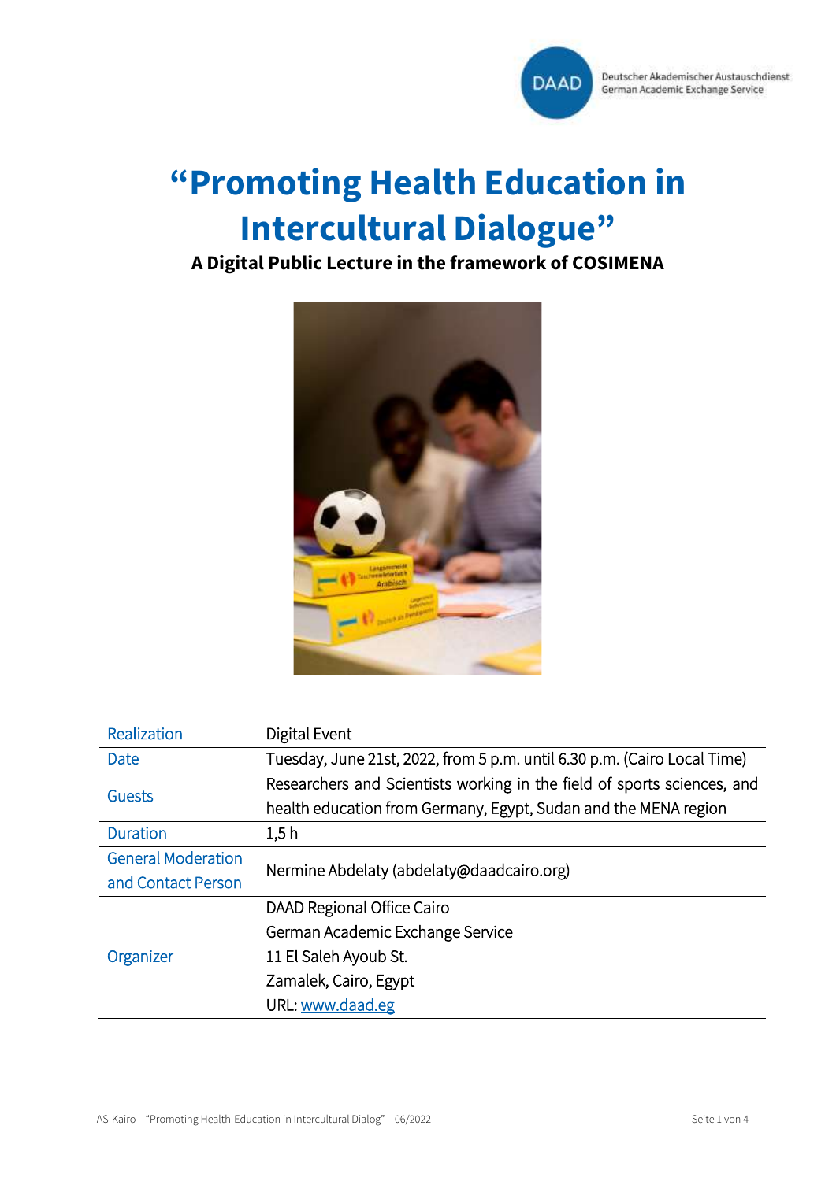# "Promoting Health Education in Intercultural Dialogue"

**A Digital Public Lecture in the framework of COSIMENA**

| | |
|---|---|
| Realization | Digital Event |
| Date | Tuesday, June 21st, 2022, from 5 p.m. until 6.30 p.m. (Cairo Local Time) |
| Guests | Researchers and Scientists working in the field of sports sciences, and health education from Germany, Egypt, Sudan and the MENA region |
| Duration | 1,5 h |
| General Moderation and Contact Person | Nermine Abdelaty (abdelaty@daadcairo.org) |
| Organizer | DAAD Regional Office Cairo<br>German Academic Exchange Service<br>11 El Saleh Ayoub St.<br>Zamalek, Cairo, Egypt<br>URL: www.daad.eg |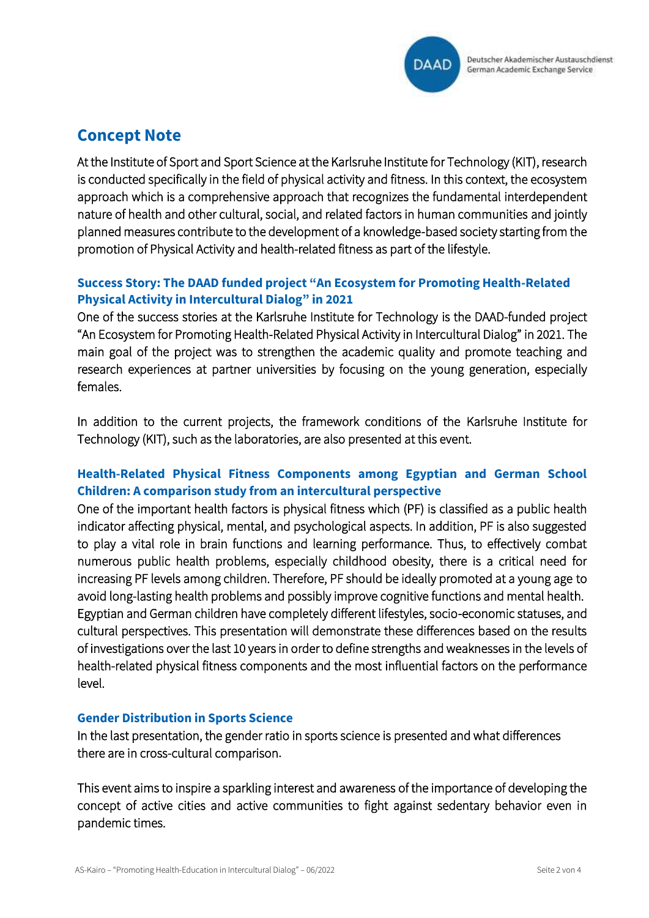## Concept Note

At the Institute of Sport and Sport Science at the Karlsruhe Institute for Technology (KIT), research is conducted specifically in the field of physical activity and fitness. In this context, the ecosystem approach which is a comprehensive approach that recognizes the fundamental interdependent nature of health and other cultural, social, and related factors in human communities and jointly planned measures contribute to the development of a knowledge-based society starting from the promotion of Physical Activity and health-related fitness as part of the lifestyle.

### Success Story: The DAAD funded project "An Ecosystem for Promoting Health-Related Physical Activity in Intercultural Dialog" in 2021

One of the success stories at the Karlsruhe Institute for Technology is the DAAD-funded project "An Ecosystem for Promoting Health-Related Physical Activity in Intercultural Dialog" in 2021. The main goal of the project was to strengthen the academic quality and promote teaching and research experiences at partner universities by focusing on the young generation, especially females.

In addition to the current projects, the framework conditions of the Karlsruhe Institute for Technology (KIT), such as the laboratories, are also presented at this event.

### Health-Related Physical Fitness Components among Egyptian and German School Children: A comparison study from an intercultural perspective

One of the important health factors is physical fitness which (PF) is classified as a public health indicator affecting physical, mental, and psychological aspects. In addition, PF is also suggested to play a vital role in brain functions and learning performance. Thus, to effectively combat numerous public health problems, especially childhood obesity, there is a critical need for increasing PF levels among children. Therefore, PF should be ideally promoted at a young age to avoid long-lasting health problems and possibly improve cognitive functions and mental health. Egyptian and German children have completely different lifestyles, socio-economic statuses, and cultural perspectives. This presentation will demonstrate these differences based on the results of investigations over the last 10 years in order to define strengths and weaknesses in the levels of health-related physical fitness components and the most influential factors on the performance level.

### Gender Distribution in Sports Science

In the last presentation, the gender ratio in sports science is presented and what differences there are in cross-cultural comparison.

This event aims to inspire a sparkling interest and awareness of the importance of developing the concept of active cities and active communities to fight against sedentary behavior even in pandemic times.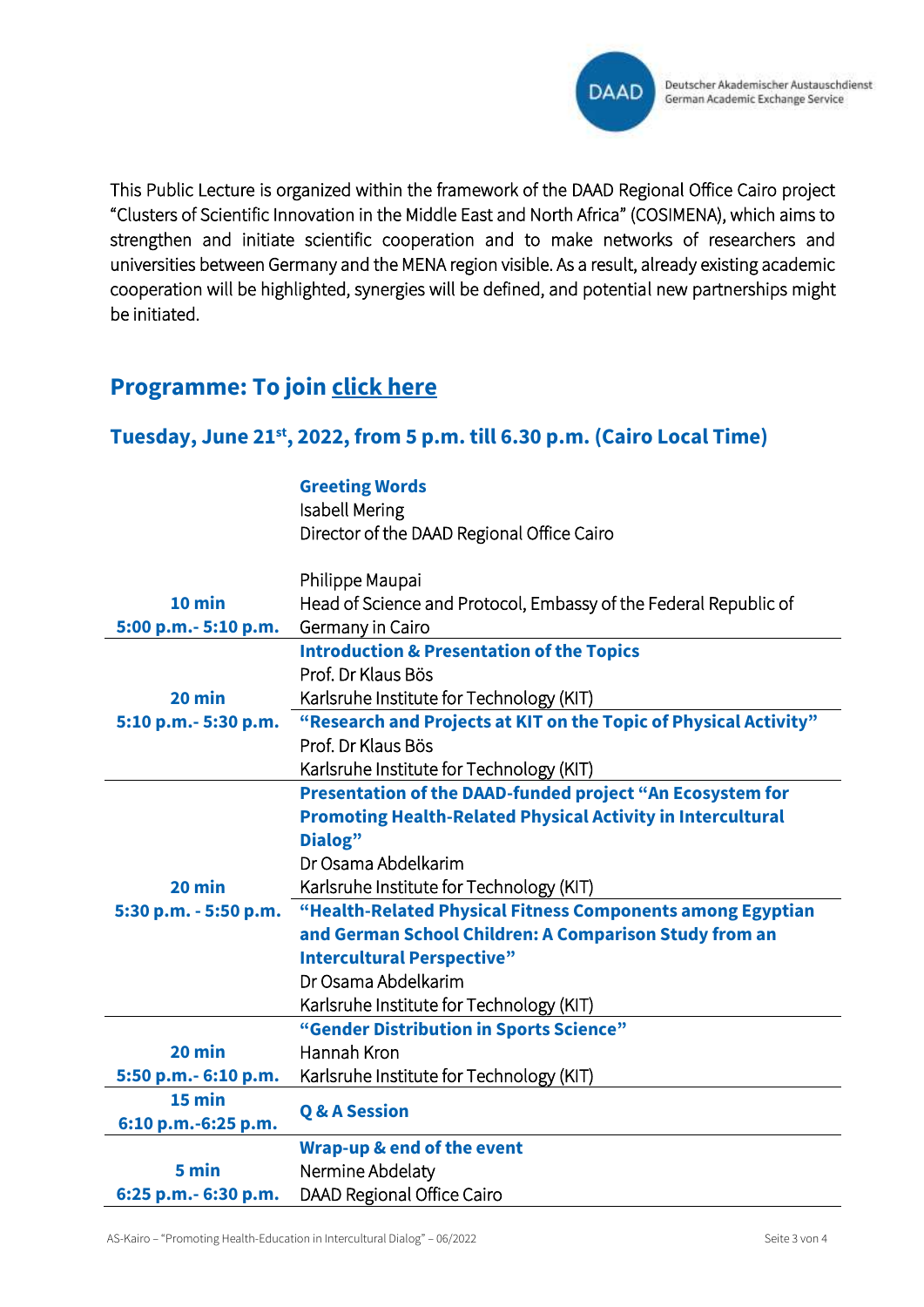This Public Lecture is organized within the framework of the DAAD Regional Office Cairo project "Clusters of Scientific Innovation in the Middle East and North Africa" (COSIMENA), which aims to strengthen and initiate scientific cooperation and to make networks of researchers and universities between Germany and the MENA region visible. As a result, already existing academic cooperation will be highlighted, synergies will be defined, and potential new partnerships might be initiated.

## Programme: To join click here

### Tuesday, June 21st, 2022, from 5 p.m. till 6.30 p.m. (Cairo Local Time)

| Time | Programme |
|---|---|
| **10 min**<br>**5:00 p.m.- 5:10 p.m.** | **Greeting Words**<br>Isabell Mering<br>Director of the DAAD Regional Office Cairo<br><br>Philippe Maupai<br>Head of Science and Protocol, Embassy of the Federal Republic of Germany in Cairo |
| **20 min**<br>**5:10 p.m.- 5:30 p.m.** | **Introduction & Presentation of the Topics**<br>Prof. Dr Klaus Bös<br>Karlsruhe Institute for Technology (KIT)<br>**"Research and Projects at KIT on the Topic of Physical Activity"**<br>Prof. Dr Klaus Bös<br>Karlsruhe Institute for Technology (KIT) |
| **20 min**<br>**5:30 p.m. - 5:50 p.m.** | **Presentation of the DAAD-funded project "An Ecosystem for Promoting Health-Related Physical Activity in Intercultural Dialog"**<br>Dr Osama Abdelkarim<br>Karlsruhe Institute for Technology (KIT)<br>**"Health-Related Physical Fitness Components among Egyptian and German School Children: A Comparison Study from an Intercultural Perspective"**<br>Dr Osama Abdelkarim<br>Karlsruhe Institute for Technology (KIT) |
| **20 min**<br>**5:50 p.m.- 6:10 p.m.** | **"Gender Distribution in Sports Science"**<br>Hannah Kron<br>Karlsruhe Institute for Technology (KIT) |
| **15 min**<br>**6:10 p.m.-6:25 p.m.** | **Q & A Session** |
| **5 min**<br>**6:25 p.m.- 6:30 p.m.** | **Wrap-up & end of the event**<br>Nermine Abdelaty<br>DAAD Regional Office Cairo |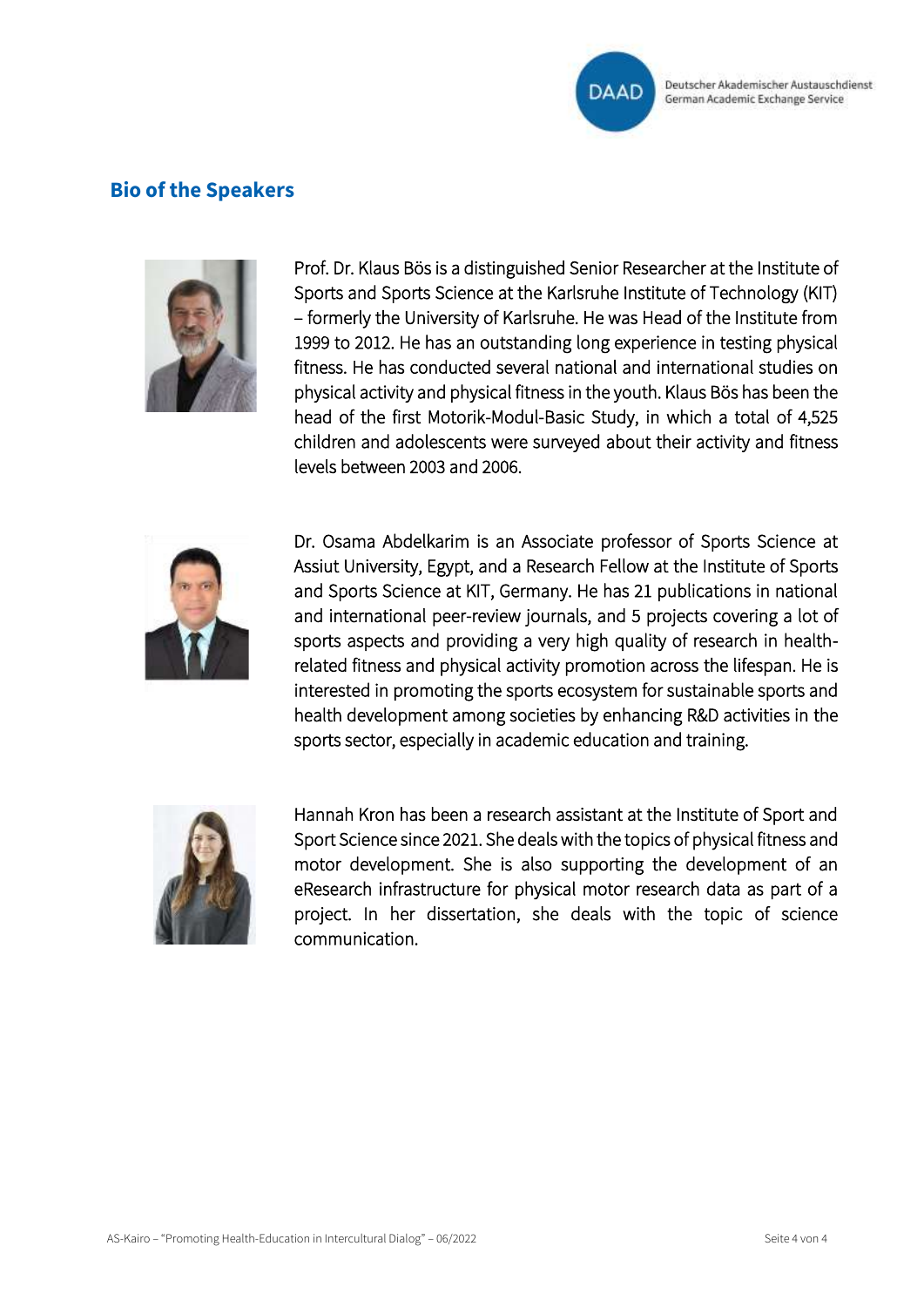## Bio of the Speakers

Prof. Dr. Klaus Bös is a distinguished Senior Researcher at the Institute of Sports and Sports Science at the Karlsruhe Institute of Technology (KIT) – formerly the University of Karlsruhe. He was Head of the Institute from 1999 to 2012. He has an outstanding long experience in testing physical fitness. He has conducted several national and international studies on physical activity and physical fitness in the youth. Klaus Bös has been the head of the first Motorik-Modul-Basic Study, in which a total of 4,525 children and adolescents were surveyed about their activity and fitness levels between 2003 and 2006.

Dr. Osama Abdelkarim is an Associate professor of Sports Science at Assiut University, Egypt, and a Research Fellow at the Institute of Sports and Sports Science at KIT, Germany. He has 21 publications in national and international peer-review journals, and 5 projects covering a lot of sports aspects and providing a very high quality of research in health-related fitness and physical activity promotion across the lifespan. He is interested in promoting the sports ecosystem for sustainable sports and health development among societies by enhancing R&D activities in the sports sector, especially in academic education and training.

Hannah Kron has been a research assistant at the Institute of Sport and Sport Science since 2021. She deals with the topics of physical fitness and motor development. She is also supporting the development of an eResearch infrastructure for physical motor research data as part of a project. In her dissertation, she deals with the topic of science communication.